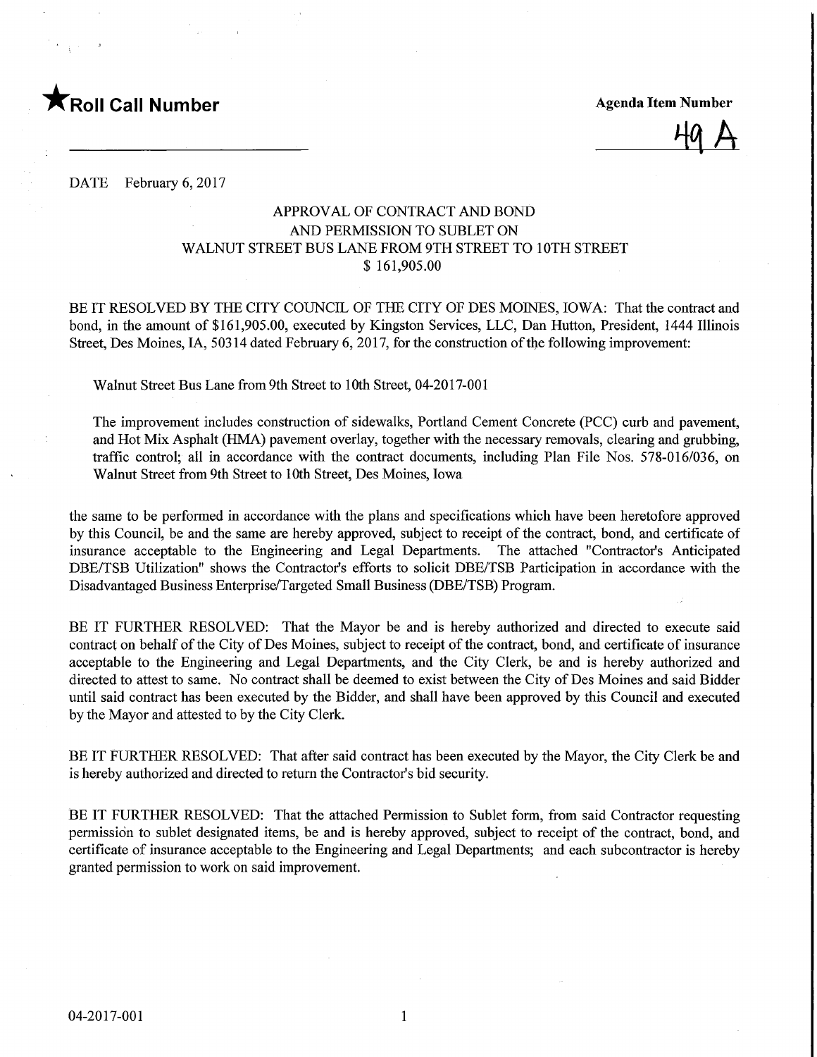★**Roll Call Number**

**Agenda Item Number**

49 A

DATE February 6, 2017

## APPROVAL OF CONTRACT AND BOND AND PERMISSION TO SUBLET ON WALNUT STREET BUS LANE FROM 9TH STREET TO 10TH STREET $ 161,905.00

BE IT RESOLVED BY THE CITY COUNCIL OF THE CITY OF DES MOINES, IOWA: That the contract and bond, in the amount of $161,905.00, executed by Kingston Services, LLC, Dan Hutton, President, 1444 Illinois Street, Des Moines, IA, 50314 dated February 6, 2017, for the construction of the following improvement:

Walnut Street Bus Lane from 9th Street to 10th Street, 04-2017-001

The improvement includes construction of sidewalks, Portland Cement Concrete (PCC) curb and pavement, and Hot Mix Asphalt (HMA) pavement overlay, together with the necessary removals, clearing and grubbing, traffic control; all in accordance with the contract documents, including Plan File Nos. 578-016/036, on Walnut Street from 9th Street to 10th Street, Des Moines, Iowa

the same to be performed in accordance with the plans and specifications which have been heretofore approved by this Council, be and the same are hereby approved, subject to receipt of the contract, bond, and certificate of insurance acceptable to the Engineering and Legal Departments. The attached "Contractor's Anticipated DBE/TSB Utilization" shows the Contractor's efforts to solicit DBE/TSB Participation in accordance with the Disadvantaged Business Enterprise/Targeted Small Business (DBE/TSB) Program.

BE IT FURTHER RESOLVED: That the Mayor be and is hereby authorized and directed to execute said contract on behalf of the City of Des Moines, subject to receipt of the contract, bond, and certificate of insurance acceptable to the Engineering and Legal Departments, and the City Clerk, be and is hereby authorized and directed to attest to same. No contract shall be deemed to exist between the City of Des Moines and said Bidder until said contract has been executed by the Bidder, and shall have been approved by this Council and executed by the Mayor and attested to by the City Clerk.

BE IT FURTHER RESOLVED: That after said contract has been executed by the Mayor, the City Clerk be and is hereby authorized and directed to return the Contractor's bid security.

BE IT FURTHER RESOLVED: That the attached Permission to Sublet form, from said Contractor requesting permission to sublet designated items, be and is hereby approved, subject to receipt of the contract, bond, and certificate of insurance acceptable to the Engineering and Legal Departments; and each subcontractor is hereby granted permission to work on said improvement.

04-2017-001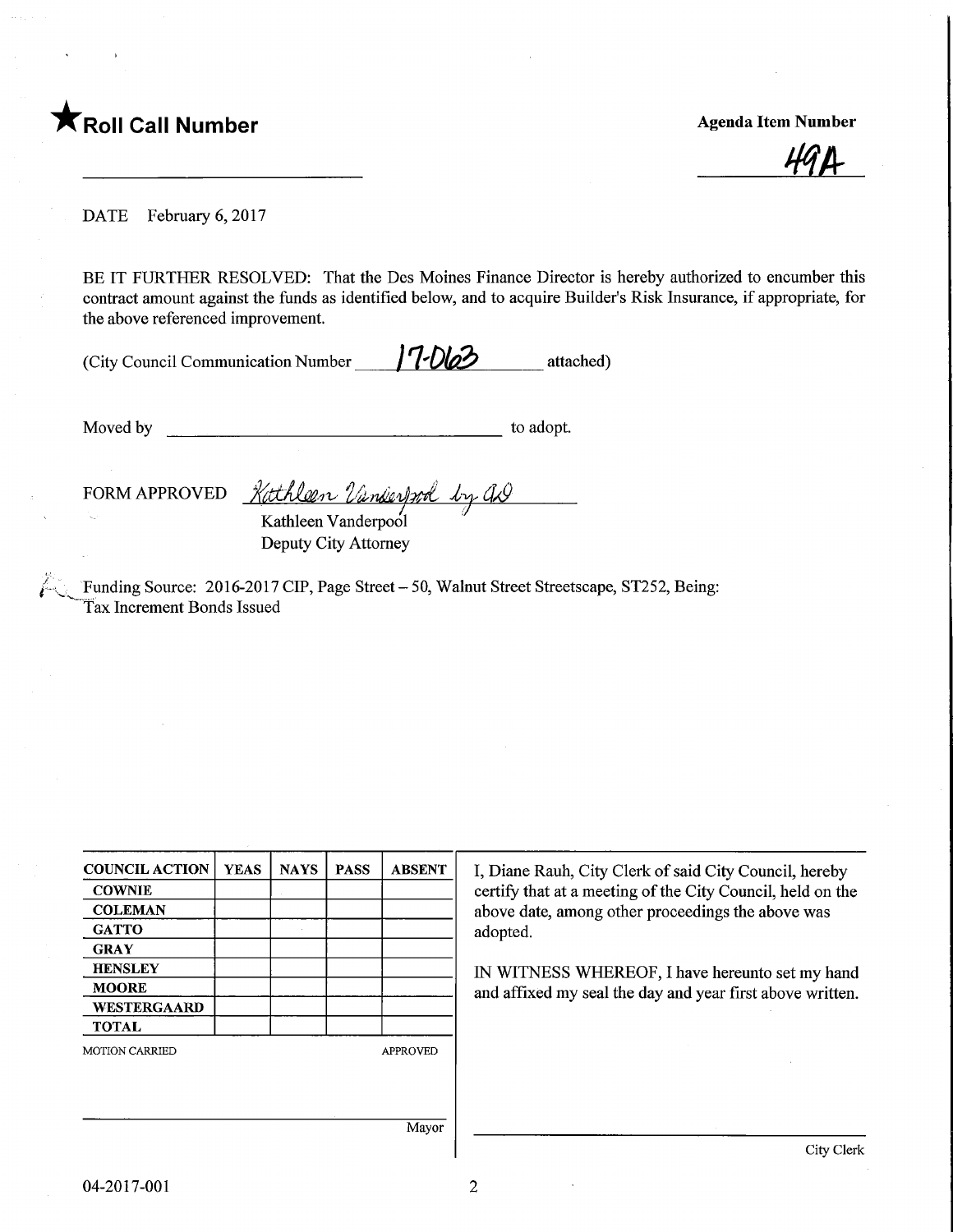★**Roll Call Number**

**Agenda Item Number**

49A

DATE February 6, 2017

BE IT FURTHER RESOLVED: That the Des Moines Finance Director is hereby authorized to encumber this contract amount against the funds as identified below, and to acquire Builder's Risk Insurance, if appropriate, for the above referenced improvement.

(City Council Communication Number 17-063 attached)

Moved by ______________________ to adopt.

FORM APPROVED *Kathleen Vanderpool by AD*
Kathleen Vanderpool
Deputy City Attorney

Funding Source: 2016-2017 CIP, Page Street – 50, Walnut Street Streetscape, ST252, Being: Tax Increment Bonds Issued

| COUNCIL ACTION | YEAS | NAYS | PASS | ABSENT |
|---|---|---|---|---|
| COWNIE | | | | |
| COLEMAN | | | | |
| GATTO | | | | |
| GRAY | | | | |
| HENSLEY | | | | |
| MOORE | | | | |
| WESTERGAARD | | | | |
| TOTAL | | | | |

MOTION CARRIED APPROVED

Mayor

I, Diane Rauh, City Clerk of said City Council, hereby certify that at a meeting of the City Council, held on the above date, among other proceedings the above was adopted.

IN WITNESS WHEREOF, I have hereunto set my hand and affixed my seal the day and year first above written.

City Clerk

04-2017-001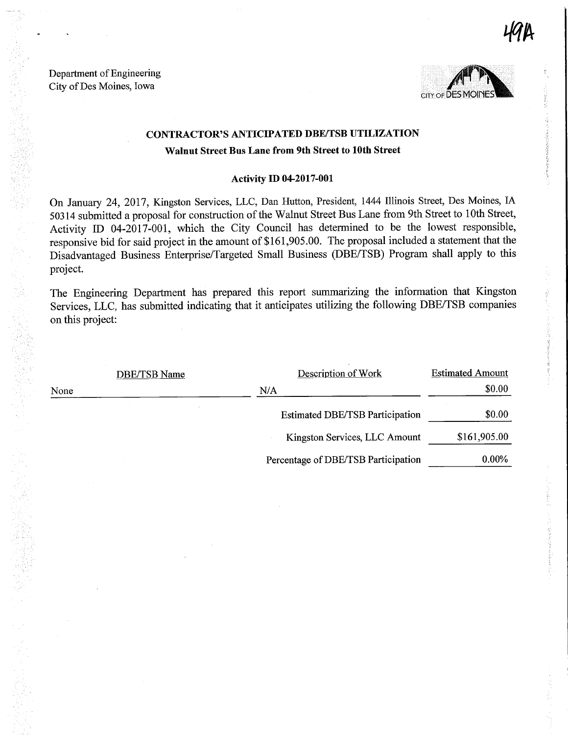49A

Department of Engineering
City of Des Moines, Iowa

CITY OF DES MOINES

**CONTRACTOR'S ANTICIPATED DBE/TSB UTILIZATION**

**Walnut Street Bus Lane from 9th Street to 10th Street**

**Activity ID 04-2017-001**

On January 24, 2017, Kingston Services, LLC, Dan Hutton, President, 1444 Illinois Street, Des Moines, IA 50314 submitted a proposal for construction of the Walnut Street Bus Lane from 9th Street to 10th Street, Activity ID 04-2017-001, which the City Council has determined to be the lowest responsible, responsive bid for said project in the amount of $161,905.00. The proposal included a statement that the Disadvantaged Business Enterprise/Targeted Small Business (DBE/TSB) Program shall apply to this project.

The Engineering Department has prepared this report summarizing the information that Kingston Services, LLC, has submitted indicating that it anticipates utilizing the following DBE/TSB companies on this project:

| DBE/TSB Name | Description of Work | Estimated Amount |
|---|---|---|
| None | N/A | $0.00 |
| | Estimated DBE/TSB Participation | $0.00 |
| | Kingston Services, LLC Amount | $161,905.00 |
| | Percentage of DBE/TSB Participation | 0.00% |